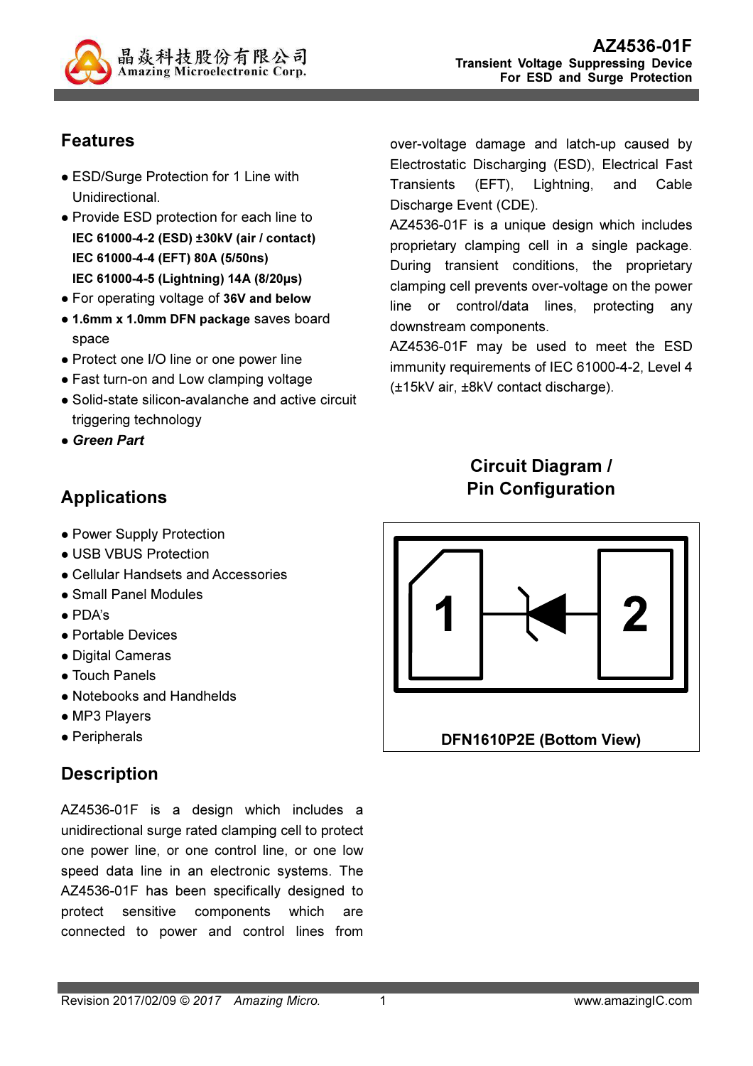# AZ4536-01F

**Transient Voltage Suppressing Device For ESD and Surge Protection**

## Features

- ESD/Surge Protection for 1 Line with Unidirectional.
- Provide ESD protection for each line to
  **IEC 61000-4-2 (ESD) ±30kV (air / contact)**
  **IEC 61000-4-4 (EFT) 80A (5/50ns)**
  **IEC 61000-4-5 (Lightning) 14A (8/20μs)**
- For operating voltage of **36V and below**
- **1.6mm x 1.0mm DFN package** saves board space
- Protect one I/O line or one power line
- Fast turn-on and Low clamping voltage
- Solid-state silicon-avalanche and active circuit triggering technology
- ***Green Part***

## Applications

- Power Supply Protection
- USB VBUS Protection
- Cellular Handsets and Accessories
- Small Panel Modules
- PDA's
- Portable Devices
- Digital Cameras
- Touch Panels
- Notebooks and Handhelds
- MP3 Players
- Peripherals

## Description

AZ4536-01F is a design which includes a unidirectional surge rated clamping cell to protect one power line, or one control line, or one low speed data line in an electronic systems. The AZ4536-01F has been specifically designed to protect sensitive components which are connected to power and control lines from over-voltage damage and latch-up caused by Electrostatic Discharging (ESD), Electrical Fast Transients (EFT), Lightning, and Cable Discharge Event (CDE).

AZ4536-01F is a unique design which includes proprietary clamping cell in a single package. During transient conditions, the proprietary clamping cell prevents over-voltage on the power line or control/data lines, protecting any downstream components.

AZ4536-01F may be used to meet the ESD immunity requirements of IEC 61000-4-2, Level 4 (±15kV air, ±8kV contact discharge).

## Circuit Diagram / Pin Configuration

1 2

DFN1610P2E (Bottom View)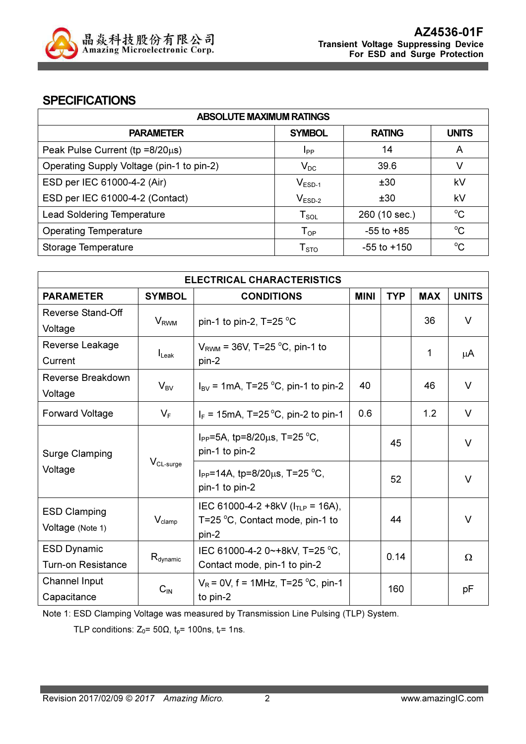## SPECIFICATIONS

| ABSOLUTE MAXIMUM RATINGS | | | |
|---|---|---|---|
| PARAMETER | SYMBOL | RATING | UNITS |
| Peak Pulse Current (tp =8/20μs) | $I_{PP}$ | 14 | A |
| Operating Supply Voltage (pin-1 to pin-2) | $V_{DC}$ | 39.6 | V |
| ESD per IEC 61000-4-2 (Air) | $V_{ESD-1}$ | ±30 | kV |
| ESD per IEC 61000-4-2 (Contact) | $V_{ESD-2}$ | ±30 | kV |
| Lead Soldering Temperature | $T_{SOL}$ | 260 (10 sec.) | °C |
| Operating Temperature | $T_{OP}$ | -55 to +85 | °C |
| Storage Temperature | $T_{STO}$ | -55 to +150 | °C |

| ELECTRICAL CHARACTERISTICS | | | | | | |
|---|---|---|---|---|---|---|
| PARAMETER | SYMBOL | CONDITIONS | MINI | TYP | MAX | UNITS |
| Reverse Stand-Off Voltage | $V_{RWM}$ | pin-1 to pin-2, T=25 °C | | | 36 | V |
| Reverse Leakage Current | $I_{Leak}$ | $V_{RWM}$ = 36V, T=25 °C, pin-1 to pin-2 | | | 1 | μA |
| Reverse Breakdown Voltage | $V_{BV}$ | $I_{BV}$ = 1mA, T=25 °C, pin-1 to pin-2 | 40 | | 46 | V |
| Forward Voltage | $V_F$ | $I_F$ = 15mA, T=25 °C, pin-2 to pin-1 | 0.6 | | 1.2 | V |
| Surge Clamping Voltage | $V_{CL-surge}$ | $I_{PP}$=5A, tp=8/20μs, T=25 °C, pin-1 to pin-2 | | 45 | | V |
| | | $I_{PP}$=14A, tp=8/20μs, T=25 °C, pin-1 to pin-2 | | 52 | | V |
| ESD Clamping Voltage (Note 1) | $V_{clamp}$ | IEC 61000-4-2 +8kV ($I_{TLP}$ = 16A), T=25 °C, Contact mode, pin-1 to pin-2 | | 44 | | V |
| ESD Dynamic Turn-on Resistance | $R_{dynamic}$ | IEC 61000-4-2 0~+8kV, T=25 °C, Contact mode, pin-1 to pin-2 | | 0.14 | | Ω |
| Channel Input Capacitance | $C_{IN}$ | $V_R$ = 0V, f = 1MHz, T=25 °C, pin-1 to pin-2 | | 160 | | pF |

Note 1: ESD Clamping Voltage was measured by Transmission Line Pulsing (TLP) System.
TLP conditions: $Z_0$= 50Ω, $t_p$= 100ns, $t_r$= 1ns.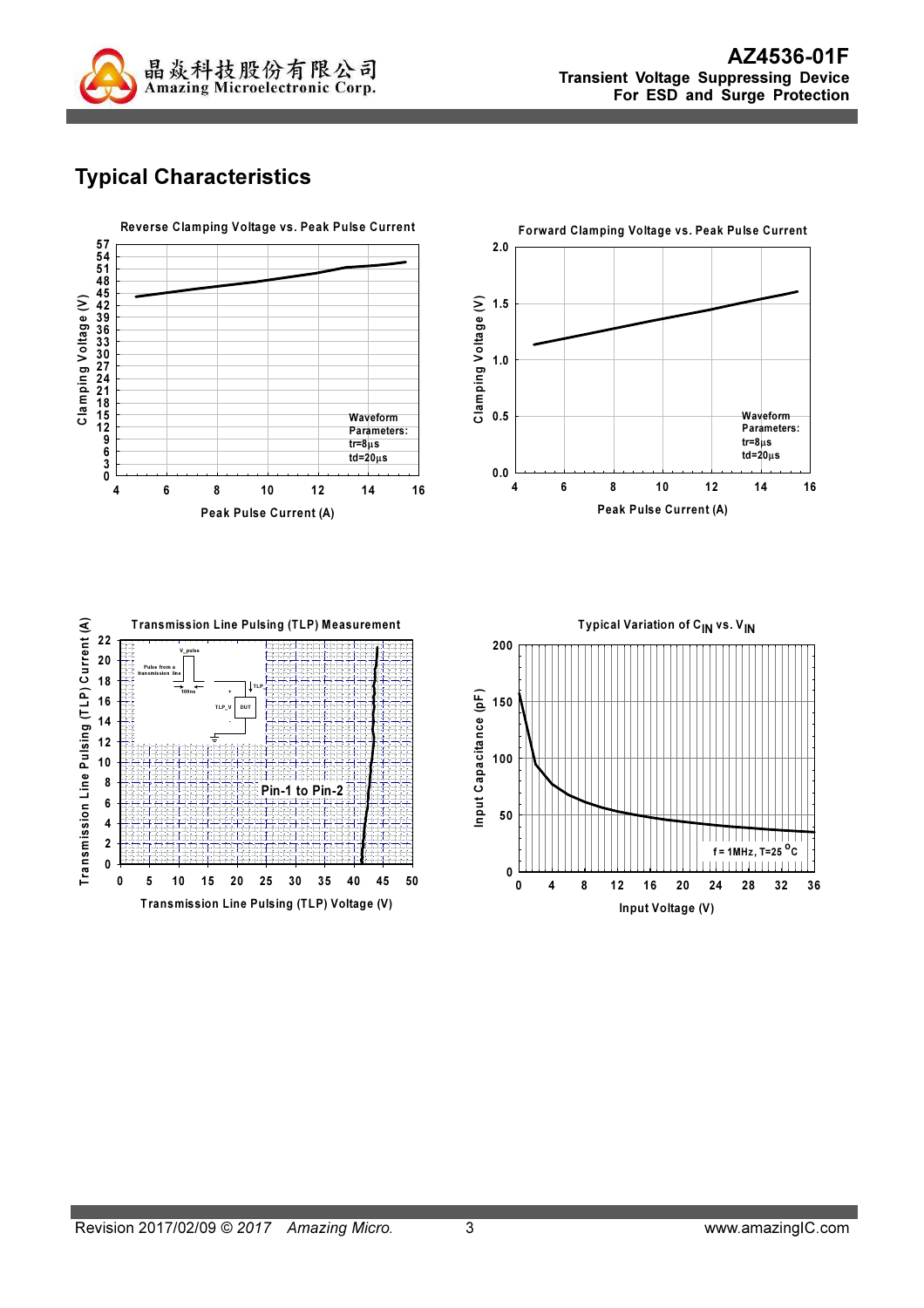## Typical Characteristics

**Reverse Clamping Voltage vs. Peak Pulse Current**

Clamping Voltage (V) vs. Peak Pulse Current (A)

Waveform Parameters:
tr=8μs
td=20μs

**Forward Clamping Voltage vs. Peak Pulse Current**

Clamping Voltage (V) vs. Peak Pulse Current (A)

Waveform Parameters:
tr=8μs
td=20μs

**Transmission Line Pulsing (TLP) Measurement**

Transmission Line Pulsing (TLP) Current (A) vs. Transmission Line Pulsing (TLP) Voltage (V)

Pin-1 to Pin-2

**Typical Variation of $C_{IN}$ vs. $V_{IN}$**

Input Capacitance (pF) vs. Input Voltage (V)

f = 1MHz, T=25 °C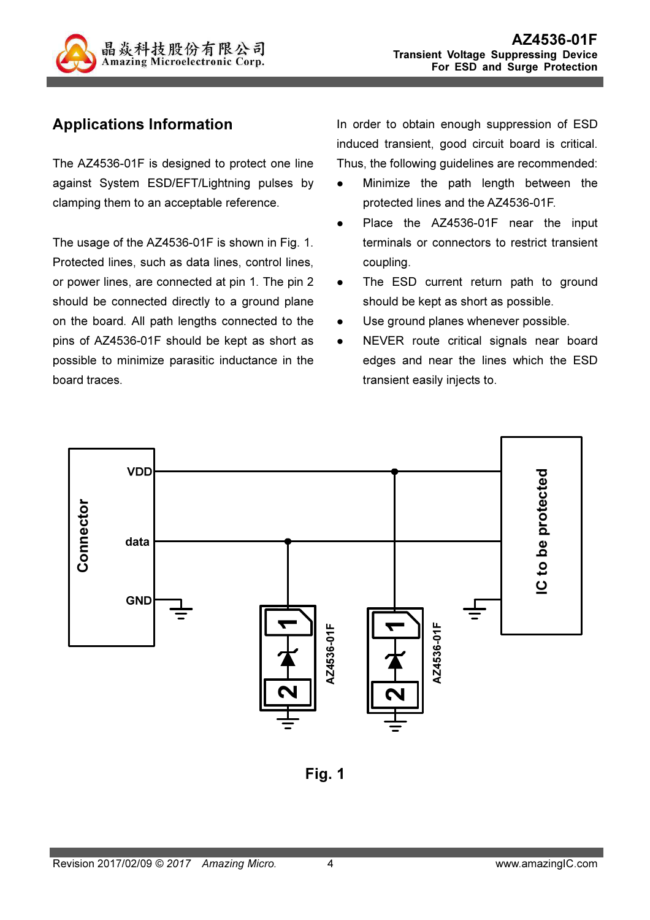## Applications Information

The AZ4536-01F is designed to protect one line against System ESD/EFT/Lightning pulses by clamping them to an acceptable reference.

The usage of the AZ4536-01F is shown in Fig. 1. Protected lines, such as data lines, control lines, or power lines, are connected at pin 1. The pin 2 should be connected directly to a ground plane on the board. All path lengths connected to the pins of AZ4536-01F should be kept as short as possible to minimize parasitic inductance in the board traces.

In order to obtain enough suppression of ESD induced transient, good circuit board is critical. Thus, the following guidelines are recommended:

- Minimize the path length between the protected lines and the AZ4536-01F.
- Place the AZ4536-01F near the input terminals or connectors to restrict transient coupling.
- The ESD current return path to ground should be kept as short as possible.
- Use ground planes whenever possible.
- NEVER route critical signals near board edges and near the lines which the ESD transient easily injects to.

**Fig. 1**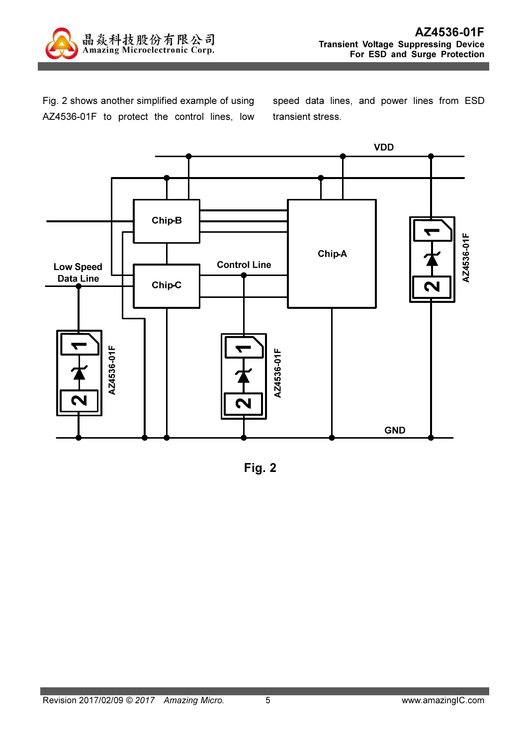Fig. 2 shows another simplified example of using AZ4536-01F to protect the control lines, low speed data lines, and power lines from ESD transient stress.

Fig. 2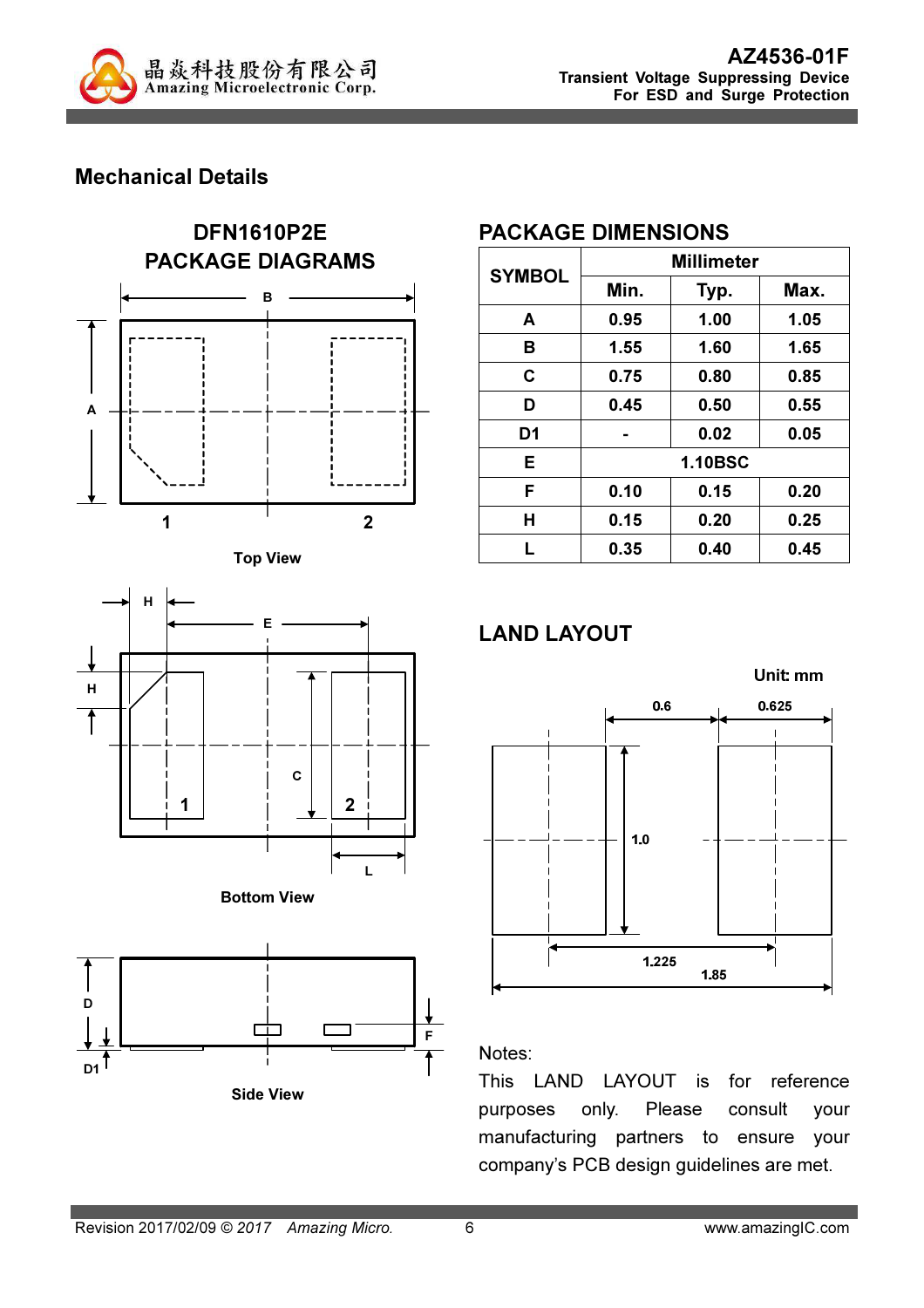## Mechanical Details

### DFN1610P2E PACKAGE DIAGRAMS

Top View

Bottom View

Side View

### PACKAGE DIMENSIONS

| SYMBOL | Millimeter | | |
|---|---|---|---|
| | Min. | Typ. | Max. |
| A | 0.95 | 1.00 | 1.05 |
| B | 1.55 | 1.60 | 1.65 |
| C | 0.75 | 0.80 | 0.85 |
| D | 0.45 | 0.50 | 0.55 |
| D1 | - | 0.02 | 0.05 |
| E | 1.10BSC | | |
| F | 0.10 | 0.15 | 0.20 |
| H | 0.15 | 0.20 | 0.25 |
| L | 0.35 | 0.40 | 0.45 |

### LAND LAYOUT

Unit: mm

Notes:

This LAND LAYOUT is for reference purposes only. Please consult your manufacturing partners to ensure your company's PCB design guidelines are met.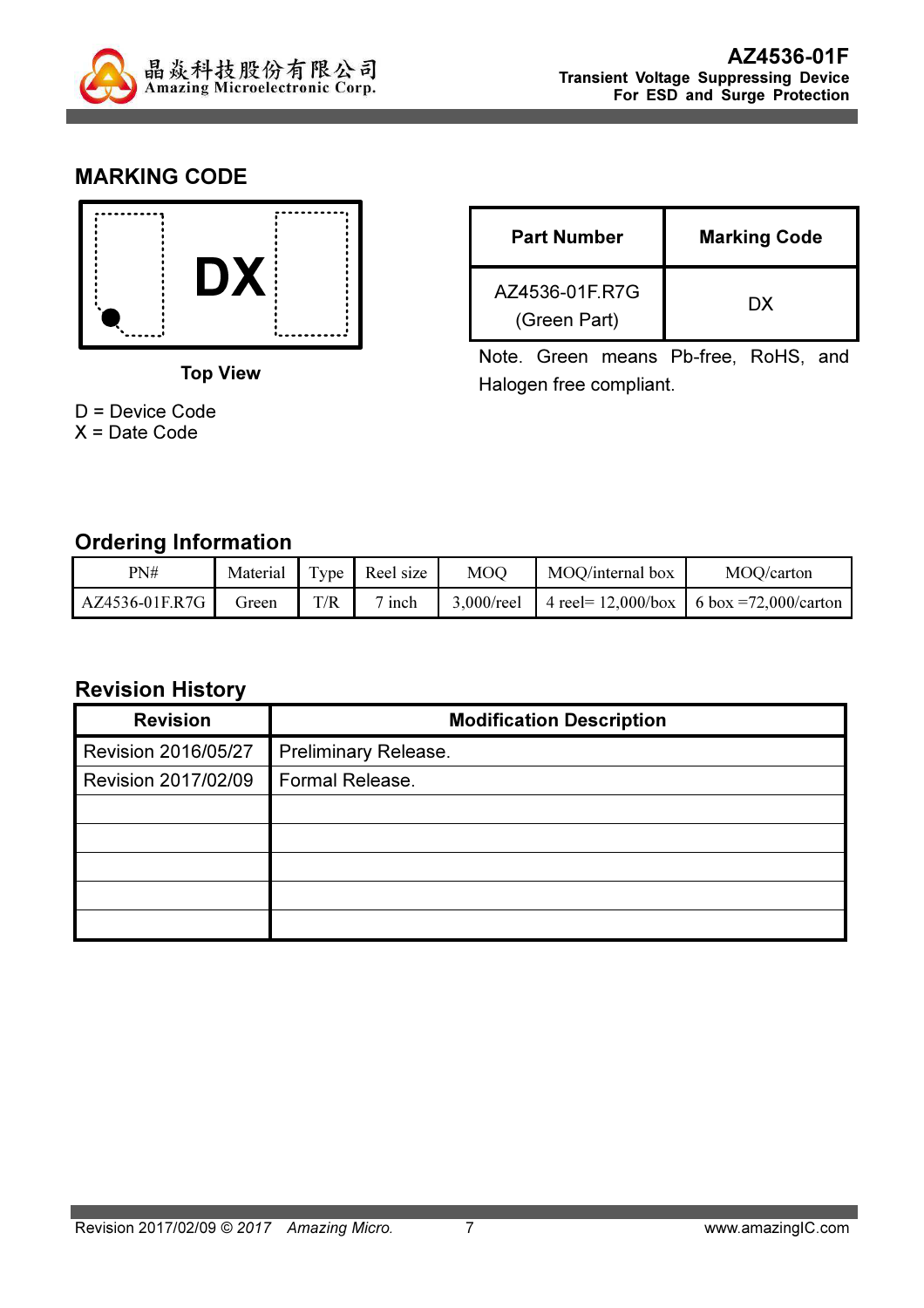## MARKING CODE

DX

Top View

D = Device Code
X = Date Code

| Part Number | Marking Code |
|---|---|
| AZ4536-01F.R7G (Green Part) | DX |

Note. Green means Pb-free, RoHS, and Halogen free compliant.

## Ordering Information

| PN# | Material | Type | Reel size | MOQ | MOQ/internal box | MOQ/carton |
|---|---|---|---|---|---|---|
| AZ4536-01F.R7G | Green | T/R | 7 inch | 3,000/reel | 4 reel= 12,000/box | 6 box =72,000/carton |

## Revision History

| Revision | Modification Description |
|---|---|
| Revision 2016/05/27 | Preliminary Release. |
| Revision 2017/02/09 | Formal Release. |
| | |
| | |
| | |
| | |
| | |